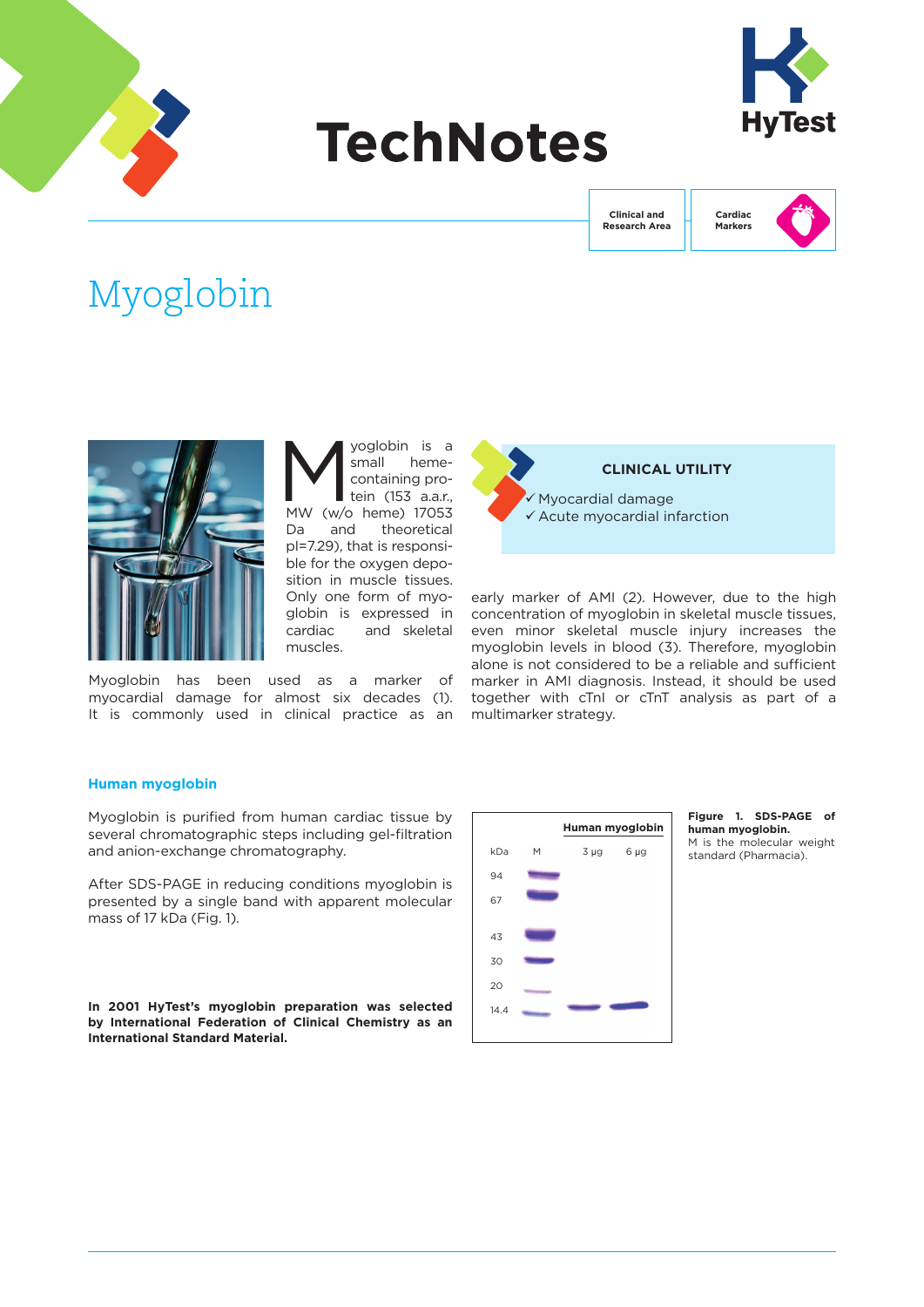# TechNotes

Clinical and Research Area | Cardiac Markers

# Myoglobin

Myoglobin is a small heme-containing protein (153 a.a.r., MW (w/o heme) 17053 Da and theoretical pI=7.29), that is responsible for the oxygen deposition in muscle tissues. Only one form of myoglobin is expressed in cardiac and skeletal muscles.

Myoglobin has been used as a marker of myocardial damage for almost six decades (1). It is commonly used in clinical practice as an early marker of AMI (2). However, due to the high concentration of myoglobin in skeletal muscle tissues, even minor skeletal muscle injury increases the myoglobin levels in blood (3). Therefore, myoglobin alone is not considered to be a reliable and sufficient marker in AMI diagnosis. Instead, it should be used together with cTnI or cTnT analysis as part of a multimarker strategy.

**CLINICAL UTILITY**

- ✓ Myocardial damage
- ✓ Acute myocardial infarction

### Human myoglobin

Myoglobin is purified from human cardiac tissue by several chromatographic steps including gel-filtration and anion-exchange chromatography.

After SDS-PAGE in reducing conditions myoglobin is presented by a single band with apparent molecular mass of 17 kDa (Fig. 1).

**In 2001 HyTest's myoglobin preparation was selected by International Federation of Clinical Chemistry as an International Standard Material.**

**Figure 1. SDS-PAGE of human myoglobin.**
M is the molecular weight standard (Pharmacia).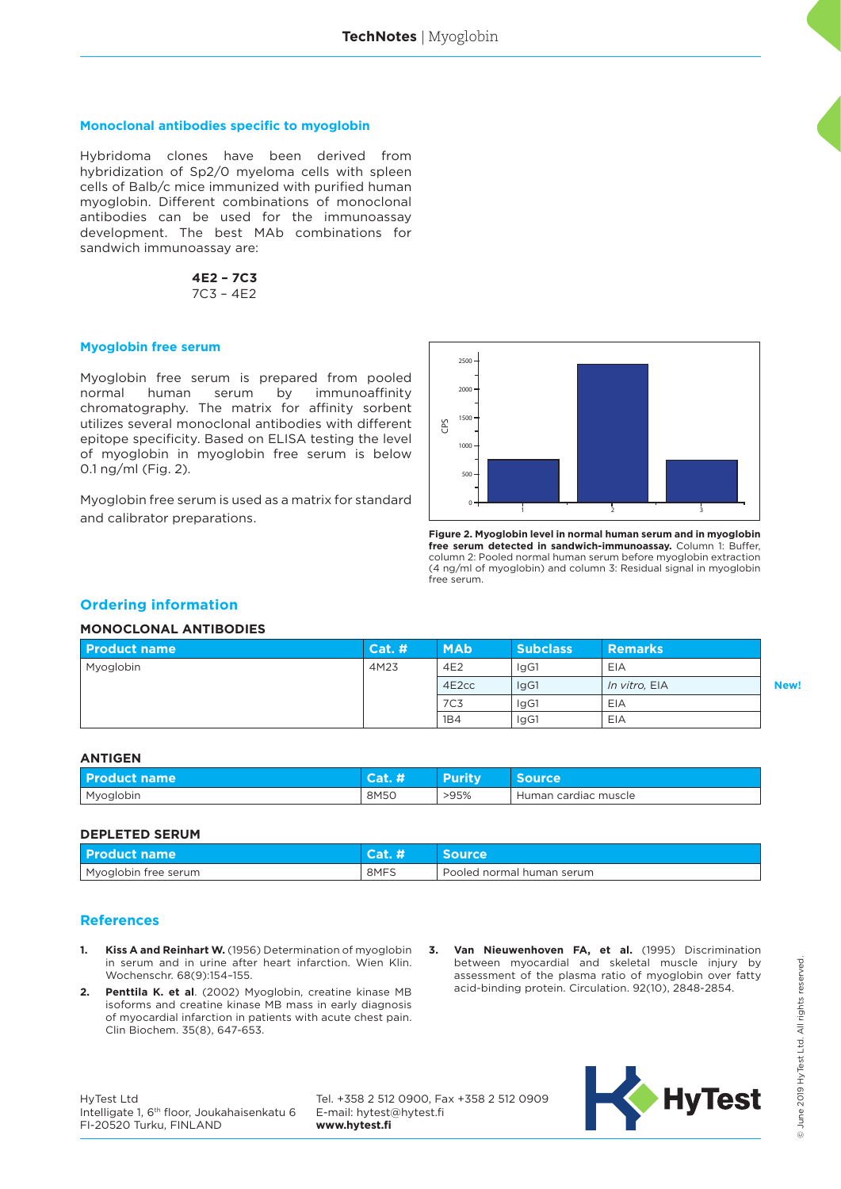## Monoclonal antibodies specific to myoglobin

Hybridoma clones have been derived from hybridization of Sp2/0 myeloma cells with spleen cells of Balb/c mice immunized with purified human myoglobin. Different combinations of monoclonal antibodies can be used for the immunoassay development. The best MAb combinations for sandwich immunoassay are:

**4E2 – 7C3**
7C3 – 4E2

## Myoglobin free serum

Myoglobin free serum is prepared from pooled normal human serum by immunoaffinity chromatography. The matrix for affinity sorbent utilizes several monoclonal antibodies with different epitope specificity. Based on ELISA testing the level of myoglobin in myoglobin free serum is below 0.1 ng/ml (Fig. 2).

Myoglobin free serum is used as a matrix for standard and calibrator preparations.

CPS
2500
2000
1500
1000
500
0
1
2
3

**Figure 2. Myoglobin level in normal human serum and in myoglobin free serum detected in sandwich-immunoassay.** Column 1: Buffer, column 2: Pooled normal human serum before myoglobin extraction (4 ng/ml of myoglobin) and column 3: Residual signal in myoglobin free serum.

## Ordering information

### MONOCLONAL ANTIBODIES

| Product name | Cat. # | MAb | Subclass | Remarks |
|---|---|---|---|---|
| Myoglobin | 4M23 | 4E2 | IgG1 | EIA |
| | | 4E2cc | IgG1 | *In vitro*, EIA (New!) |
| | | 7C3 | IgG1 | EIA |
| | | 1B4 | IgG1 | EIA |

### ANTIGEN

| Product name | Cat. # | Purity | Source |
|---|---|---|---|
| Myoglobin | 8M50 | >95% | Human cardiac muscle |

### DEPLETED SERUM

| Product name | Cat. # | Source |
|---|---|---|
| Myoglobin free serum | 8MFS | Pooled normal human serum |

## References

1. **Kiss A and Reinhart W.** (1956) Determination of myoglobin in serum and in urine after heart infarction. Wien Klin. Wochenschr. 68(9):154–155.
2. **Penttila K. et al**. (2002) Myoglobin, creatine kinase MB isoforms and creatine kinase MB mass in early diagnosis of myocardial infarction in patients with acute chest pain. Clin Biochem. 35(8), 647-653.
3. **Van Nieuwenhoven FA, et al.** (1995) Discrimination between myocardial and skeletal muscle injury by assessment of the plasma ratio of myoglobin over fatty acid-binding protein. Circulation. 92(10), 2848-2854.

HyTest Ltd
Intelligate 1, 6th floor, Joukahaisenkatu 6
FI-20520 Turku, FINLAND

Tel. +358 2 512 0900, Fax +358 2 512 0909
E-mail: hytest@hytest.fi
**www.hytest.fi**

© June 2019 HyTest Ltd. All rights reserved.